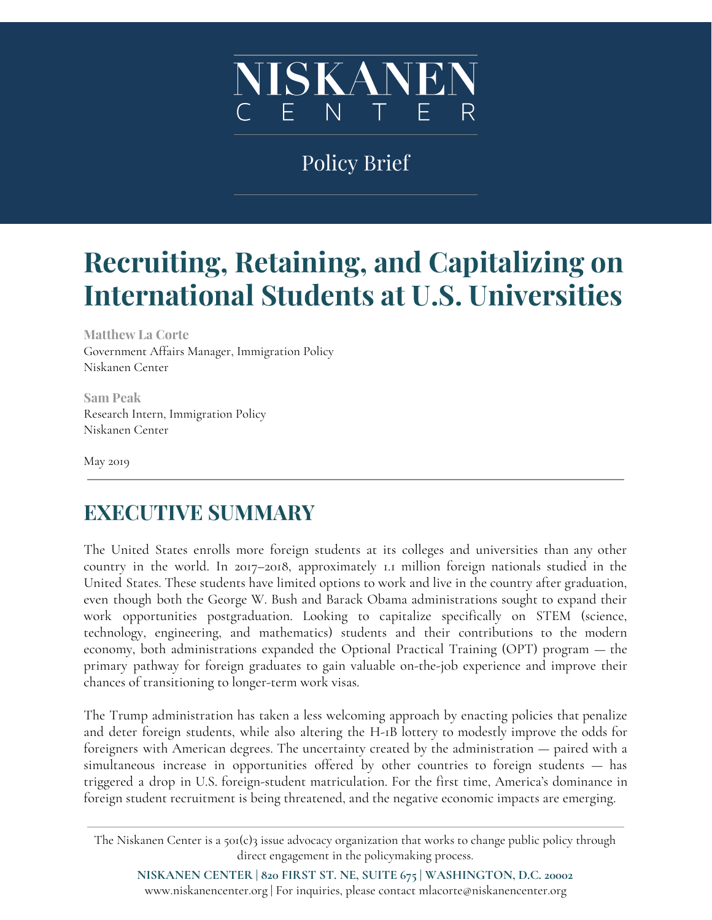NISKANEN CENTER

Policy Brief

# Recruiting, Retaining, and Capitalizing on International Students at U.S. Universities

**Matthew La Corte**
Government Affairs Manager, Immigration Policy
Niskanen Center

**Sam Peak**
Research Intern, Immigration Policy
Niskanen Center

May 2019

## EXECUTIVE SUMMARY

The United States enrolls more foreign students at its colleges and universities than any other country in the world. In 2017–2018, approximately 1.1 million foreign nationals studied in the United States. These students have limited options to work and live in the country after graduation, even though both the George W. Bush and Barack Obama administrations sought to expand their work opportunities postgraduation. Looking to capitalize specifically on STEM (science, technology, engineering, and mathematics) students and their contributions to the modern economy, both administrations expanded the Optional Practical Training (OPT) program — the primary pathway for foreign graduates to gain valuable on-the-job experience and improve their chances of transitioning to longer-term work visas.

The Trump administration has taken a less welcoming approach by enacting policies that penalize and deter foreign students, while also altering the H-1B lottery to modestly improve the odds for foreigners with American degrees. The uncertainty created by the administration — paired with a simultaneous increase in opportunities offered by other countries to foreign students — has triggered a drop in U.S. foreign-student matriculation. For the first time, America's dominance in foreign student recruitment is being threatened, and the negative economic impacts are emerging.

The Niskanen Center is a 501(c)3 issue advocacy organization that works to change public policy through direct engagement in the policymaking process.

**NISKANEN CENTER | 820 FIRST ST. NE, SUITE 675 | WASHINGTON, D.C. 20002**
www.niskanencenter.org | For inquiries, please contact mlacorte@niskanencenter.org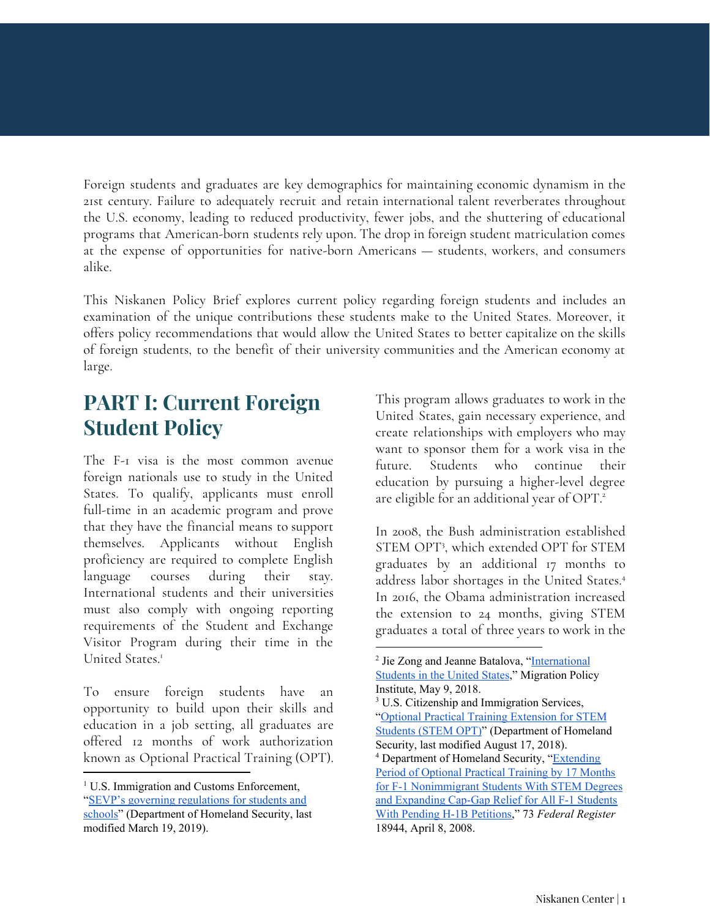Foreign students and graduates are key demographics for maintaining economic dynamism in the 21st century. Failure to adequately recruit and retain international talent reverberates throughout the U.S. economy, leading to reduced productivity, fewer jobs, and the shuttering of educational programs that American-born students rely upon. The drop in foreign student matriculation comes at the expense of opportunities for native-born Americans — students, workers, and consumers alike.

This Niskanen Policy Brief explores current policy regarding foreign students and includes an examination of the unique contributions these students make to the United States. Moreover, it offers policy recommendations that would allow the United States to better capitalize on the skills of foreign students, to the benefit of their university communities and the American economy at large.

## PART I: Current Foreign Student Policy

The F-1 visa is the most common avenue foreign nationals use to study in the United States. To qualify, applicants must enroll full-time in an academic program and prove that they have the financial means to support themselves. Applicants without English proficiency are required to complete English language courses during their stay. International students and their universities must also comply with ongoing reporting requirements of the Student and Exchange Visitor Program during their time in the United States.[1]

To ensure foreign students have an opportunity to build upon their skills and education in a job setting, all graduates are offered 12 months of work authorization known as Optional Practical Training (OPT). This program allows graduates to work in the United States, gain necessary experience, and create relationships with employers who may want to sponsor them for a work visa in the future. Students who continue their education by pursuing a higher-level degree are eligible for an additional year of OPT.[2]

In 2008, the Bush administration established STEM OPT[3], which extended OPT for STEM graduates by an additional 17 months to address labor shortages in the United States.[4] In 2016, the Obama administration increased the extension to 24 months, giving STEM graduates a total of three years to work in the

---

[1] U.S. Immigration and Customs Enforcement, "SEVP's governing regulations for students and schools" (Department of Homeland Security, last modified March 19, 2019).

[2] Jie Zong and Jeanne Batalova, "International Students in the United States," Migration Policy Institute, May 9, 2018.

[3] U.S. Citizenship and Immigration Services, "Optional Practical Training Extension for STEM Students (STEM OPT)" (Department of Homeland Security, last modified August 17, 2018).

[4] Department of Homeland Security, "Extending Period of Optional Practical Training by 17 Months for F-1 Nonimmigrant Students With STEM Degrees and Expanding Cap-Gap Relief for All F-1 Students With Pending H-1B Petitions," 73 *Federal Register* 18944, April 8, 2008.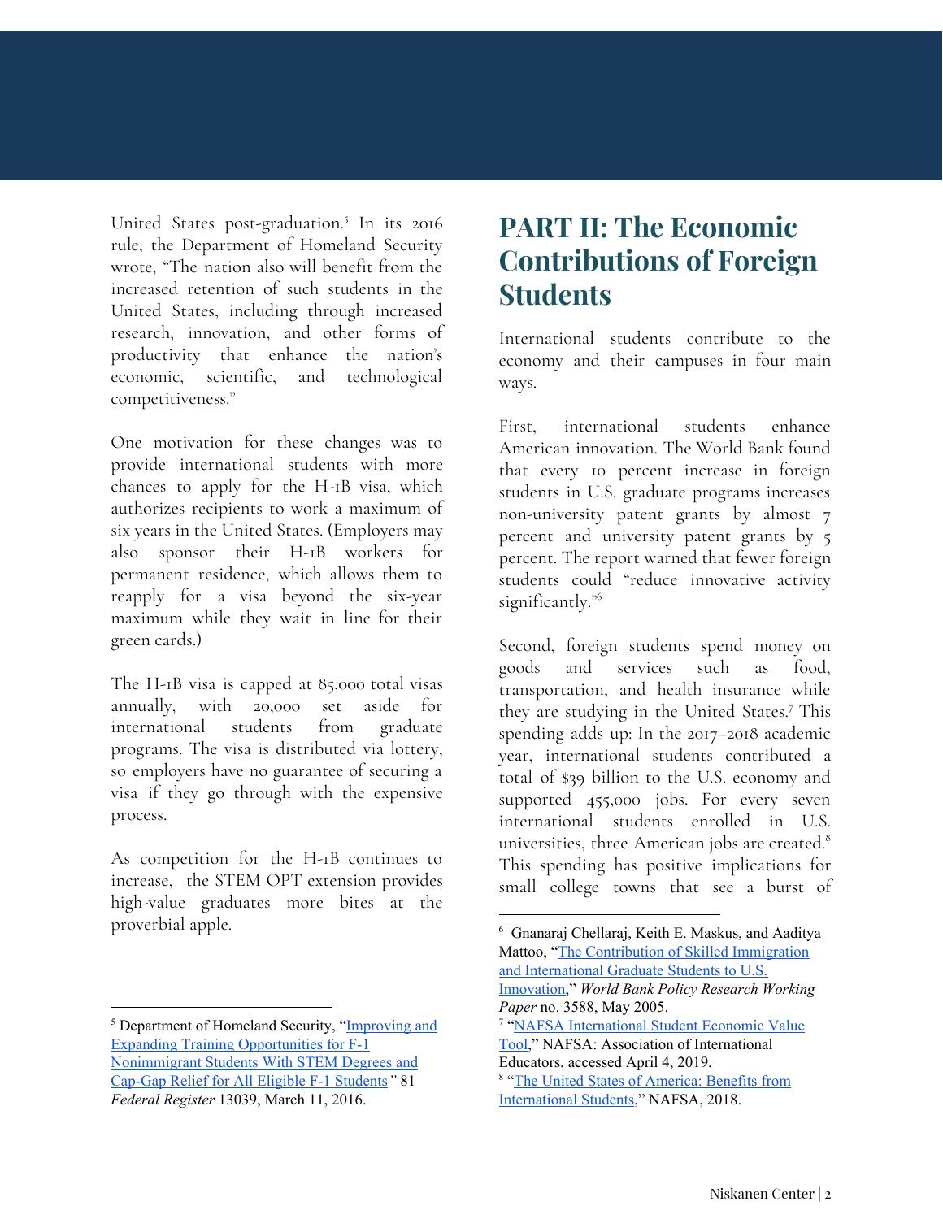United States post-graduation.[5] In its 2016 rule, the Department of Homeland Security wrote, "The nation also will benefit from the increased retention of such students in the United States, including through increased research, innovation, and other forms of productivity that enhance the nation's economic, scientific, and technological competitiveness."

One motivation for these changes was to provide international students with more chances to apply for the H-1B visa, which authorizes recipients to work a maximum of six years in the United States. (Employers may also sponsor their H-1B workers for permanent residence, which allows them to reapply for a visa beyond the six-year maximum while they wait in line for their green cards.)

The H-1B visa is capped at 85,000 total visas annually, with 20,000 set aside for international students from graduate programs. The visa is distributed via lottery, so employers have no guarantee of securing a visa if they go through with the expensive process.

As competition for the H-1B continues to increase, the STEM OPT extension provides high-value graduates more bites at the proverbial apple.

## PART II: The Economic Contributions of Foreign Students

International students contribute to the economy and their campuses in four main ways.

First, international students enhance American innovation. The World Bank found that every 10 percent increase in foreign students in U.S. graduate programs increases non-university patent grants by almost 7 percent and university patent grants by 5 percent. The report warned that fewer foreign students could "reduce innovative activity significantly."[6]

Second, foreign students spend money on goods and services such as food, transportation, and health insurance while they are studying in the United States.[7] This spending adds up: In the 2017–2018 academic year, international students contributed a total of $39 billion to the U.S. economy and supported 455,000 jobs. For every seven international students enrolled in U.S. universities, three American jobs are created.[8] This spending has positive implications for small college towns that see a burst of

---

[5] Department of Homeland Security, "Improving and Expanding Training Opportunities for F-1 Nonimmigrant Students With STEM Degrees and Cap-Gap Relief for All Eligible F-1 Students*"* 81 *Federal Register* 13039, March 11, 2016.

[6] Gnanaraj Chellaraj, Keith E. Maskus, and Aaditya Mattoo, "The Contribution of Skilled Immigration and International Graduate Students to U.S. Innovation," *World Bank Policy Research Working Paper* no. 3588, May 2005.

[7] "NAFSA International Student Economic Value Tool," NAFSA: Association of International Educators, accessed April 4, 2019.

[8] "The United States of America: Benefits from International Students," NAFSA, 2018.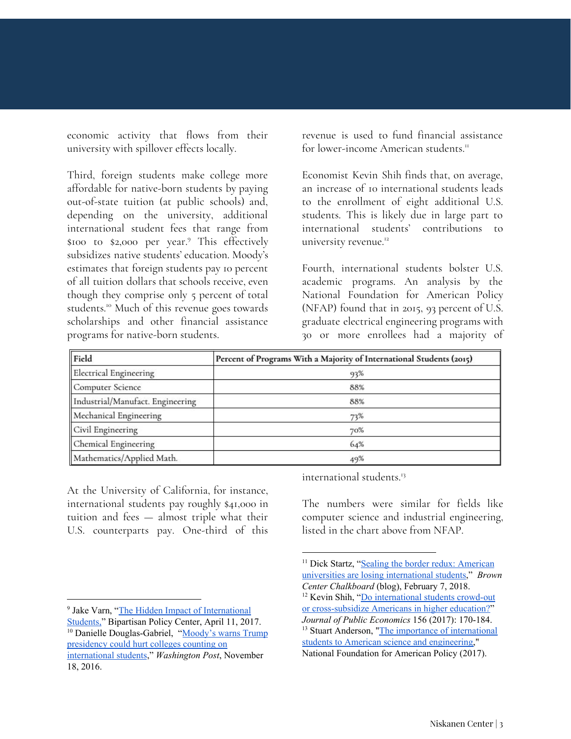economic activity that flows from their university with spillover effects locally.

Third, foreign students make college more affordable for native-born students by paying out-of-state tuition (at public schools) and, depending on the university, additional international student fees that range from $100 to $2,000 per year.[9] This effectively subsidizes native students' education. Moody's estimates that foreign students pay 10 percent of all tuition dollars that schools receive, even though they comprise only 5 percent of total students.[10] Much of this revenue goes towards scholarships and other financial assistance programs for native-born students.

At the University of California, for instance, international students pay roughly $41,000 in tuition and fees — almost triple what their U.S. counterparts pay. One-third of this revenue is used to fund financial assistance for lower-income American students.[11]

Economist Kevin Shih finds that, on average, an increase of 10 international students leads to the enrollment of eight additional U.S. students. This is likely due in large part to international students' contributions to university revenue.[12]

Fourth, international students bolster U.S. academic programs. An analysis by the National Foundation for American Policy (NFAP) found that in 2015, 93 percent of U.S. graduate electrical engineering programs with 30 or more enrollees had a majority of international students.[13]

| Field | Percent of Programs With a Majority of International Students (2015) |
|---|---|
| Electrical Engineering | 93% |
| Computer Science | 88% |
| Industrial/Manufact. Engineering | 88% |
| Mechanical Engineering | 73% |
| Civil Engineering | 70% |
| Chemical Engineering | 64% |
| Mathematics/Applied Math. | 49% |

The numbers were similar for fields like computer science and industrial engineering, listed in the chart above from NFAP.

---

[9] Jake Varn, "The Hidden Impact of International Students," Bipartisan Policy Center, April 11, 2017.

[10] Danielle Douglas-Gabriel, "Moody's warns Trump presidency could hurt colleges counting on international students," *Washington Post*, November 18, 2016.

[11] Dick Startz, "Sealing the border redux: American universities are losing international students," *Brown Center Chalkboard* (blog), February 7, 2018.

[12] Kevin Shih, "Do international students crowd-out or cross-subsidize Americans in higher education?" *Journal of Public Economics* 156 (2017): 170-184.

[13] Stuart Anderson, "The importance of international students to American science and engineering," National Foundation for American Policy (2017).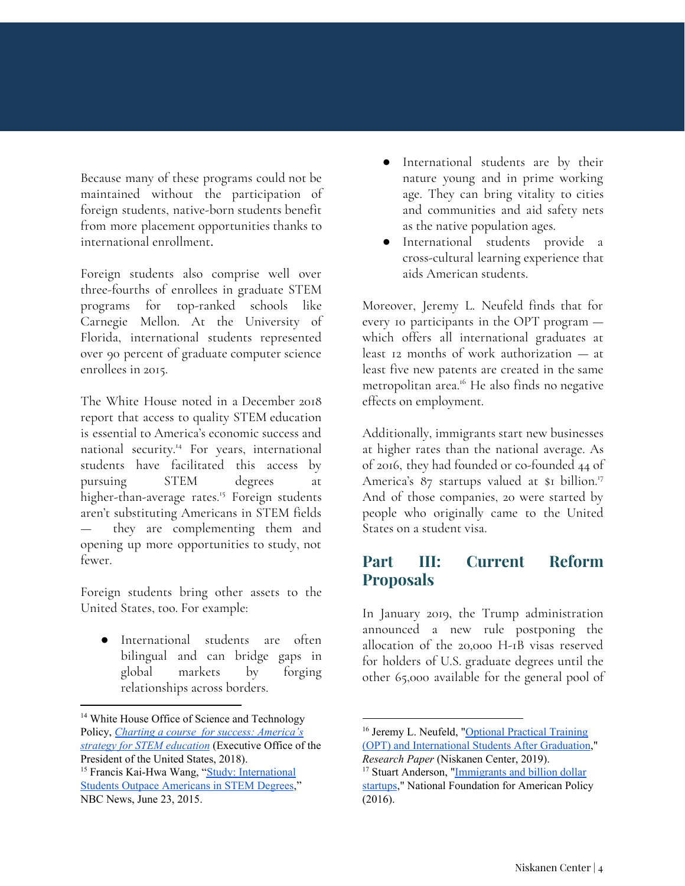Because many of these programs could not be maintained without the participation of foreign students, native-born students benefit from more placement opportunities thanks to international enrollment.

Foreign students also comprise well over three-fourths of enrollees in graduate STEM programs for top-ranked schools like Carnegie Mellon. At the University of Florida, international students represented over 90 percent of graduate computer science enrollees in 2015.

The White House noted in a December 2018 report that access to quality STEM education is essential to America's economic success and national security.[14] For years, international students have facilitated this access by pursuing STEM degrees at higher-than-average rates.[15] Foreign students aren't substituting Americans in STEM fields — they are complementing them and opening up more opportunities to study, not fewer.

Foreign students bring other assets to the United States, too. For example:

- International students are often bilingual and can bridge gaps in global markets by forging relationships across borders.
- International students are by their nature young and in prime working age. They can bring vitality to cities and communities and aid safety nets as the native population ages.
- International students provide a cross-cultural learning experience that aids American students.

Moreover, Jeremy L. Neufeld finds that for every 10 participants in the OPT program — which offers all international graduates at least 12 months of work authorization — at least five new patents are created in the same metropolitan area.[16] He also finds no negative effects on employment.

Additionally, immigrants start new businesses at higher rates than the national average. As of 2016, they had founded or co-founded 44 of America's 87 startups valued at $1 billion.[17] And of those companies, 20 were started by people who originally came to the United States on a student visa.

## Part III: Current Reform Proposals

In January 2019, the Trump administration announced a new rule postponing the allocation of the 20,000 H-1B visas reserved for holders of U.S. graduate degrees until the other 65,000 available for the general pool of

---

[14] White House Office of Science and Technology Policy, *Charting a course for success: America's strategy for STEM education* (Executive Office of the President of the United States, 2018).

[15] Francis Kai-Hwa Wang, "Study: International Students Outpace Americans in STEM Degrees," NBC News, June 23, 2015.

[16] Jeremy L. Neufeld, "Optional Practical Training (OPT) and International Students After Graduation," *Research Paper* (Niskanen Center, 2019).

[17] Stuart Anderson, "Immigrants and billion dollar startups," National Foundation for American Policy (2016).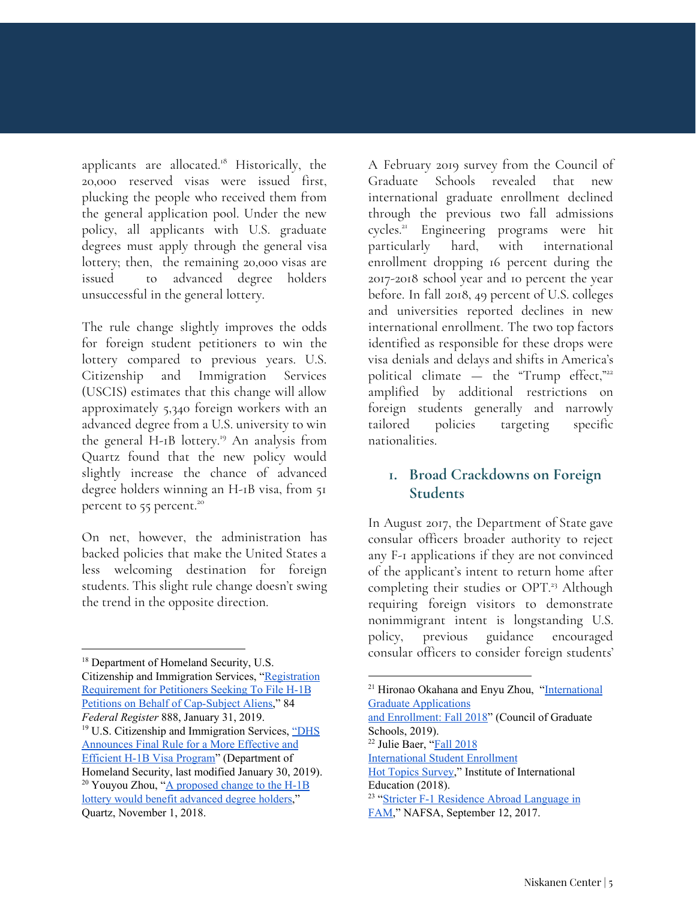applicants are allocated.[18] Historically, the 20,000 reserved visas were issued first, plucking the people who received them from the general application pool. Under the new policy, all applicants with U.S. graduate degrees must apply through the general visa lottery; then, the remaining 20,000 visas are issued to advanced degree holders unsuccessful in the general lottery.

The rule change slightly improves the odds for foreign student petitioners to win the lottery compared to previous years. U.S. Citizenship and Immigration Services (USCIS) estimates that this change will allow approximately 5,340 foreign workers with an advanced degree from a U.S. university to win the general H-1B lottery.[19] An analysis from Quartz found that the new policy would slightly increase the chance of advanced degree holders winning an H-1B visa, from 51 percent to 55 percent.[20]

On net, however, the administration has backed policies that make the United States a less welcoming destination for foreign students. This slight rule change doesn't swing the trend in the opposite direction.

A February 2019 survey from the Council of Graduate Schools revealed that new international graduate enrollment declined through the previous two fall admissions cycles.[21] Engineering programs were hit particularly hard, with international enrollment dropping 16 percent during the 2017-2018 school year and 10 percent the year before. In fall 2018, 49 percent of U.S. colleges and universities reported declines in new international enrollment. The two top factors identified as responsible for these drops were visa denials and delays and shifts in America's political climate — the "Trump effect,"[22] amplified by additional restrictions on foreign students generally and narrowly tailored policies targeting specific nationalities.

## 1. Broad Crackdowns on Foreign Students

In August 2017, the Department of State gave consular officers broader authority to reject any F-1 applications if they are not convinced of the applicant's intent to return home after completing their studies or OPT.[23] Although requiring foreign visitors to demonstrate nonimmigrant intent is longstanding U.S. policy, previous guidance encouraged consular officers to consider foreign students'

---

[18] Department of Homeland Security, U.S. Citizenship and Immigration Services, "Registration Requirement for Petitioners Seeking To File H-1B Petitions on Behalf of Cap-Subject Aliens," 84 *Federal Register* 888, January 31, 2019.

[19] U.S. Citizenship and Immigration Services, "DHS Announces Final Rule for a More Effective and Efficient H-1B Visa Program" (Department of Homeland Security, last modified January 30, 2019).

[20] Youyou Zhou, "A proposed change to the H-1B lottery would benefit advanced degree holders," Quartz, November 1, 2018.

[21] Hironao Okahana and Enyu Zhou, "International Graduate Applications and Enrollment: Fall 2018" (Council of Graduate Schools, 2019).

[22] Julie Baer, "Fall 2018 International Student Enrollment Hot Topics Survey," Institute of International Education (2018).

[23] "Stricter F-1 Residence Abroad Language in FAM," NAFSA, September 12, 2017.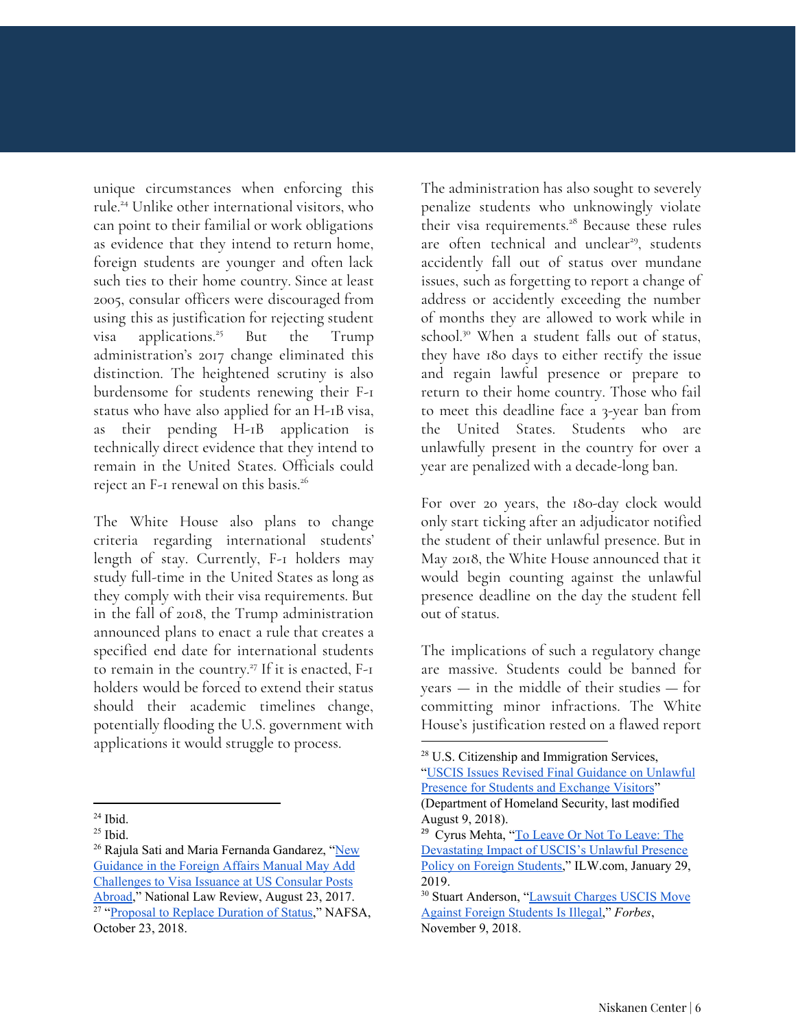unique circumstances when enforcing this rule.[24] Unlike other international visitors, who can point to their familial or work obligations as evidence that they intend to return home, foreign students are younger and often lack such ties to their home country. Since at least 2005, consular officers were discouraged from using this as justification for rejecting student visa applications.[25] But the Trump administration's 2017 change eliminated this distinction. The heightened scrutiny is also burdensome for students renewing their F-1 status who have also applied for an H-1B visa, as their pending H-1B application is technically direct evidence that they intend to remain in the United States. Officials could reject an F-1 renewal on this basis.[26]

The White House also plans to change criteria regarding international students' length of stay. Currently, F-1 holders may study full-time in the United States as long as they comply with their visa requirements. But in the fall of 2018, the Trump administration announced plans to enact a rule that creates a specified end date for international students to remain in the country.[27] If it is enacted, F-1 holders would be forced to extend their status should their academic timelines change, potentially flooding the U.S. government with applications it would struggle to process.

The administration has also sought to severely penalize students who unknowingly violate their visa requirements.[28] Because these rules are often technical and unclear[29], students accidently fall out of status over mundane issues, such as forgetting to report a change of address or accidently exceeding the number of months they are allowed to work while in school.[30] When a student falls out of status, they have 180 days to either rectify the issue and regain lawful presence or prepare to return to their home country. Those who fail to meet this deadline face a 3-year ban from the United States. Students who are unlawfully present in the country for over a year are penalized with a decade-long ban.

For over 20 years, the 180-day clock would only start ticking after an adjudicator notified the student of their unlawful presence. But in May 2018, the White House announced that it would begin counting against the unlawful presence deadline on the day the student fell out of status.

The implications of such a regulatory change are massive. Students could be banned for years — in the middle of their studies — for committing minor infractions. The White House's justification rested on a flawed report

---

[24] Ibid.

[25] Ibid.

[26] Rajula Sati and Maria Fernanda Gandarez, "New Guidance in the Foreign Affairs Manual May Add Challenges to Visa Issuance at US Consular Posts Abroad," National Law Review, August 23, 2017.

[27] "Proposal to Replace Duration of Status," NAFSA, October 23, 2018.

[28] U.S. Citizenship and Immigration Services, "USCIS Issues Revised Final Guidance on Unlawful Presence for Students and Exchange Visitors" (Department of Homeland Security, last modified August 9, 2018).

[29] Cyrus Mehta, "To Leave Or Not To Leave: The Devastating Impact of USCIS's Unlawful Presence Policy on Foreign Students," ILW.com, January 29, 2019.

[30] Stuart Anderson, "Lawsuit Charges USCIS Move Against Foreign Students Is Illegal," *Forbes*, November 9, 2018.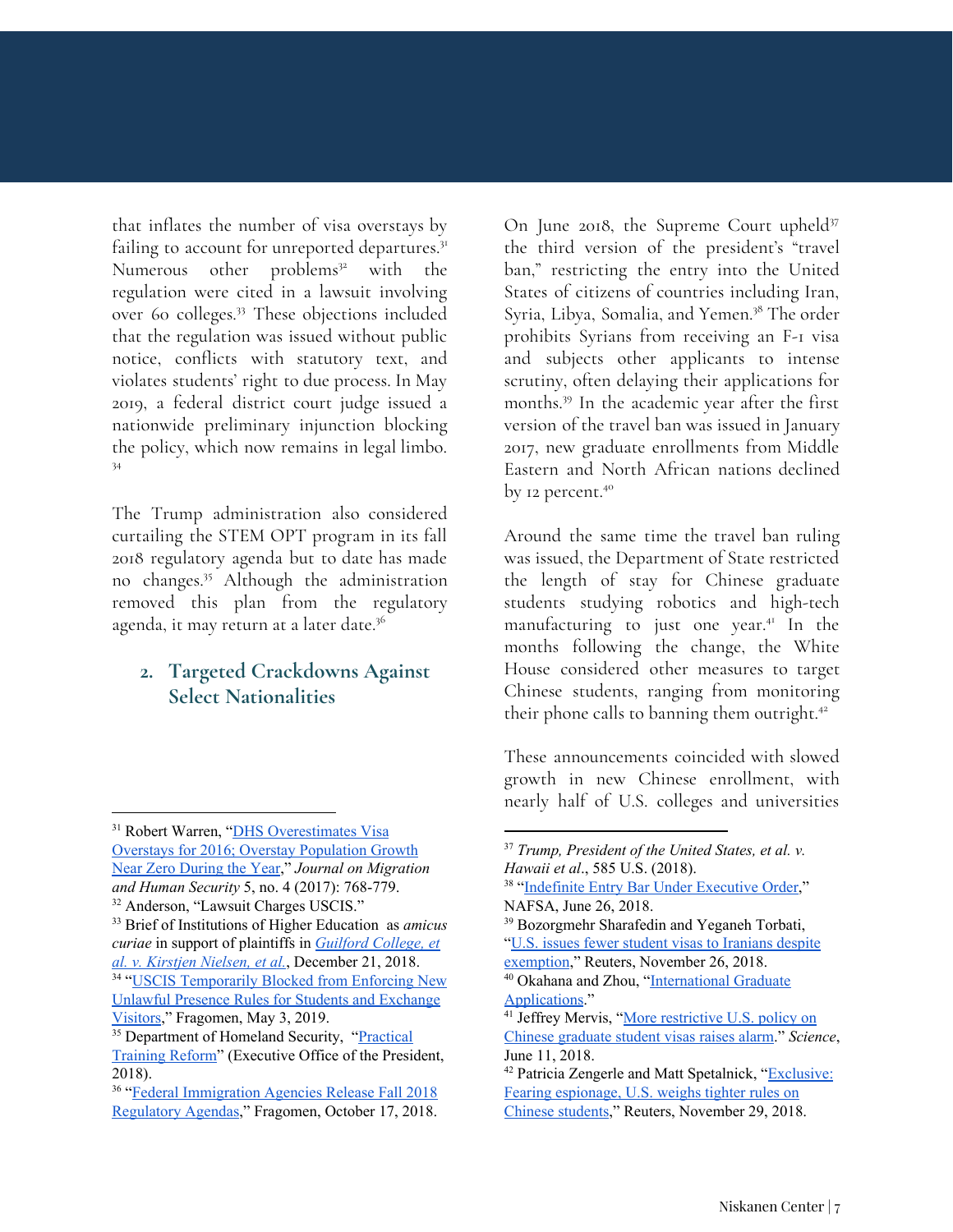that inflates the number of visa overstays by failing to account for unreported departures.[31] Numerous other problems[32] with the regulation were cited in a lawsuit involving over 60 colleges.[33] These objections included that the regulation was issued without public notice, conflicts with statutory text, and violates students' right to due process. In May 2019, a federal district court judge issued a nationwide preliminary injunction blocking the policy, which now remains in legal limbo.[34]

The Trump administration also considered curtailing the STEM OPT program in its fall 2018 regulatory agenda but to date has made no changes.[35] Although the administration removed this plan from the regulatory agenda, it may return at a later date.[36]

### 2. Targeted Crackdowns Against Select Nationalities

On June 2018, the Supreme Court upheld[37] the third version of the president's "travel ban," restricting the entry into the United States of citizens of countries including Iran, Syria, Libya, Somalia, and Yemen.[38] The order prohibits Syrians from receiving an F-1 visa and subjects other applicants to intense scrutiny, often delaying their applications for months.[39] In the academic year after the first version of the travel ban was issued in January 2017, new graduate enrollments from Middle Eastern and North African nations declined by 12 percent.[40]

Around the same time the travel ban ruling was issued, the Department of State restricted the length of stay for Chinese graduate students studying robotics and high-tech manufacturing to just one year.[41] In the months following the change, the White House considered other measures to target Chinese students, ranging from monitoring their phone calls to banning them outright.[42]

These announcements coincided with slowed growth in new Chinese enrollment, with nearly half of U.S. colleges and universities

---

[31] Robert Warren, "DHS Overestimates Visa Overstays for 2016; Overstay Population Growth Near Zero During the Year," *Journal on Migration and Human Security* 5, no. 4 (2017): 768-779.

[32] Anderson, "Lawsuit Charges USCIS."

[33] Brief of Institutions of Higher Education as *amicus curiae* in support of plaintiffs in *Guilford College, et al. v. Kirstjen Nielsen, et al.*, December 21, 2018.

[34] "USCIS Temporarily Blocked from Enforcing New Unlawful Presence Rules for Students and Exchange Visitors," Fragomen, May 3, 2019.

[35] Department of Homeland Security, "Practical Training Reform" (Executive Office of the President, 2018).

[36] "Federal Immigration Agencies Release Fall 2018 Regulatory Agendas," Fragomen, October 17, 2018.

[37] *Trump, President of the United States, et al. v. Hawaii et al*., 585 U.S. (2018).

[38] "Indefinite Entry Bar Under Executive Order," NAFSA, June 26, 2018.

[39] Bozorgmehr Sharafedin and Yeganeh Torbati, "U.S. issues fewer student visas to Iranians despite exemption," Reuters, November 26, 2018.

[40] Okahana and Zhou, "International Graduate Applications."

[41] Jeffrey Mervis, "More restrictive U.S. policy on Chinese graduate student visas raises alarm." *Science*, June 11, 2018.

[42] Patricia Zengerle and Matt Spetalnick, "Exclusive: Fearing espionage, U.S. weighs tighter rules on Chinese students," Reuters, November 29, 2018.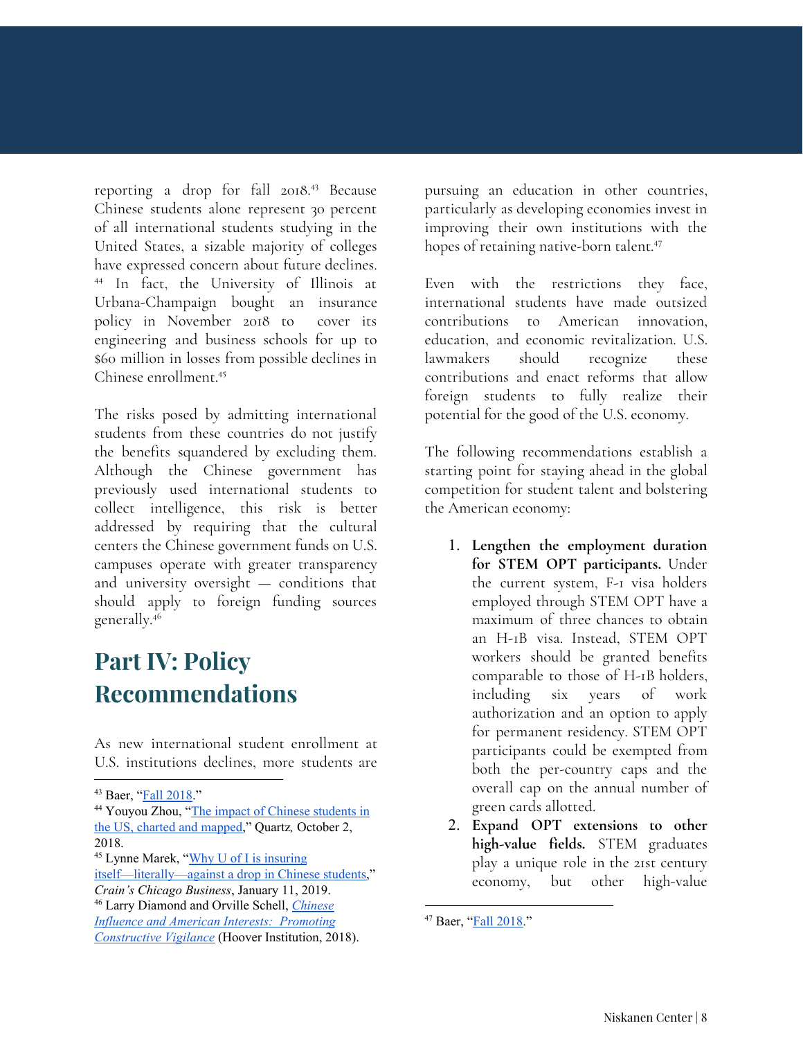reporting a drop for fall 2018.[43] Because Chinese students alone represent 30 percent of all international students studying in the United States, a sizable majority of colleges have expressed concern about future declines.[44] In fact, the University of Illinois at Urbana-Champaign bought an insurance policy in November 2018 to cover its engineering and business schools for up to $60 million in losses from possible declines in Chinese enrollment.[45]

The risks posed by admitting international students from these countries do not justify the benefits squandered by excluding them. Although the Chinese government has previously used international students to collect intelligence, this risk is better addressed by requiring that the cultural centers the Chinese government funds on U.S. campuses operate with greater transparency and university oversight — conditions that should apply to foreign funding sources generally.[46]

# Part IV: Policy Recommendations

As new international student enrollment at U.S. institutions declines, more students are pursuing an education in other countries, particularly as developing economies invest in improving their own institutions with the hopes of retaining native-born talent.[47]

Even with the restrictions they face, international students have made outsized contributions to American innovation, education, and economic revitalization. U.S. lawmakers should recognize these contributions and enact reforms that allow foreign students to fully realize their potential for the good of the U.S. economy.

The following recommendations establish a starting point for staying ahead in the global competition for student talent and bolstering the American economy:

1. **Lengthen the employment duration for STEM OPT participants.** Under the current system, F-1 visa holders employed through STEM OPT have a maximum of three chances to obtain an H-1B visa. Instead, STEM OPT workers should be granted benefits comparable to those of H-1B holders, including six years of work authorization and an option to apply for permanent residency. STEM OPT participants could be exempted from both the per-country caps and the overall cap on the annual number of green cards allotted.
2. **Expand OPT extensions to other high-value fields.** STEM graduates play a unique role in the 21st century economy, but other high-value

---

[43] Baer, "Fall 2018."

[44] Youyou Zhou, "The impact of Chinese students in the US, charted and mapped," Quartz, October 2, 2018.

[45] Lynne Marek, "Why U of I is insuring itself—literally—against a drop in Chinese students," *Crain's Chicago Business*, January 11, 2019.

[46] Larry Diamond and Orville Schell, *Chinese Influence and American Interests: Promoting Constructive Vigilance* (Hoover Institution, 2018).

[47] Baer, "Fall 2018."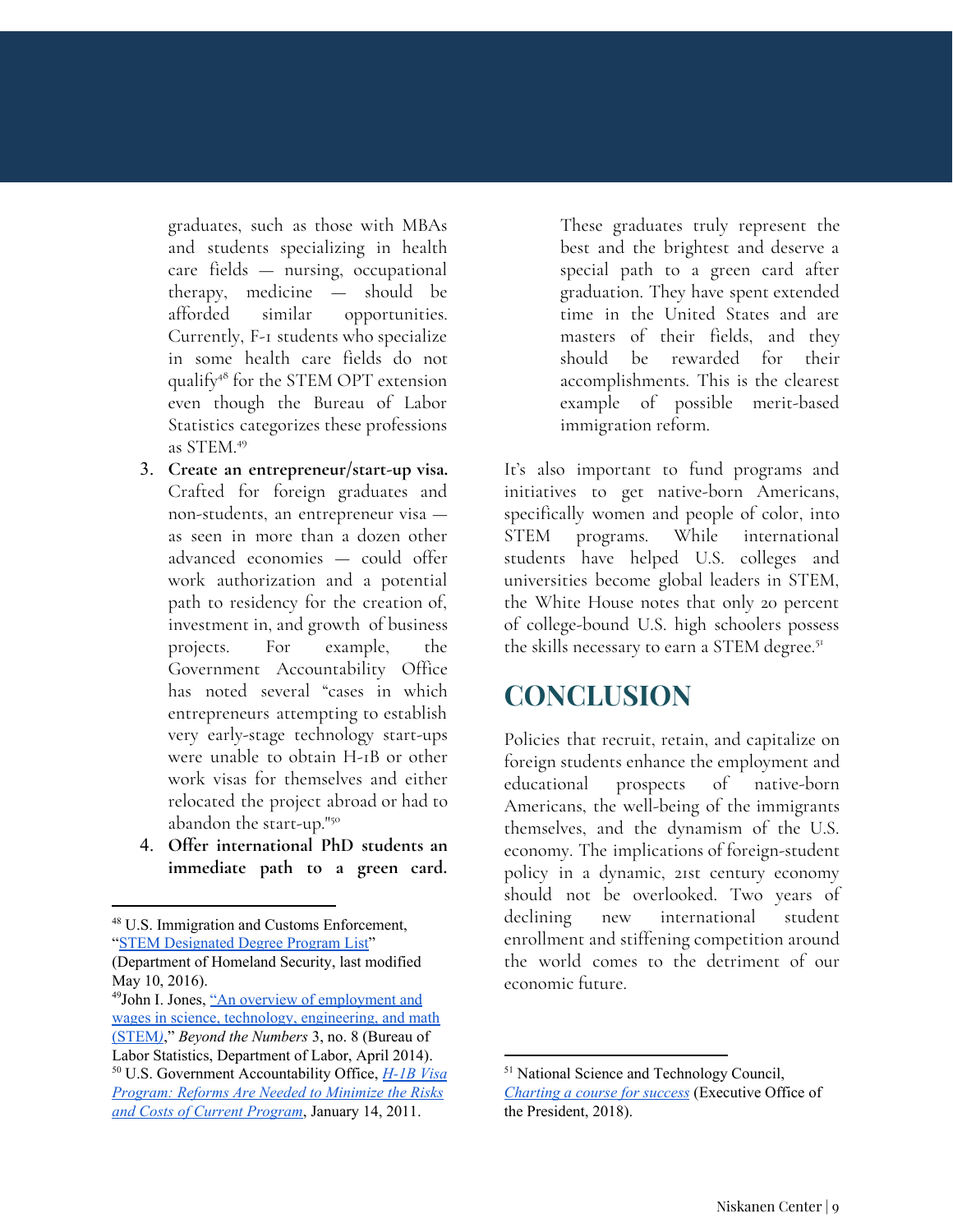graduates, such as those with MBAs and students specializing in health care fields — nursing, occupational therapy, medicine — should be afforded similar opportunities. Currently, F-1 students who specialize in some health care fields do not qualify[48] for the STEM OPT extension even though the Bureau of Labor Statistics categorizes these professions as STEM.[49]

3. **Create an entrepreneur/start-up visa.** Crafted for foreign graduates and non-students, an entrepreneur visa — as seen in more than a dozen other advanced economies — could offer work authorization and a potential path to residency for the creation of, investment in, and growth of business projects. For example, the Government Accountability Office has noted several "cases in which entrepreneurs attempting to establish very early-stage technology start-ups were unable to obtain H-1B or other work visas for themselves and either relocated the project abroad or had to abandon the start-up."[50]
4. **Offer international PhD students an immediate path to a green card.** These graduates truly represent the best and the brightest and deserve a special path to a green card after graduation. They have spent extended time in the United States and are masters of their fields, and they should be rewarded for their accomplishments. This is the clearest example of possible merit-based immigration reform.

It's also important to fund programs and initiatives to get native-born Americans, specifically women and people of color, into STEM programs. While international students have helped U.S. colleges and universities become global leaders in STEM, the White House notes that only 20 percent of college-bound U.S. high schoolers possess the skills necessary to earn a STEM degree.[51]

## CONCLUSION

Policies that recruit, retain, and capitalize on foreign students enhance the employment and educational prospects of native-born Americans, the well-being of the immigrants themselves, and the dynamism of the U.S. economy. The implications of foreign-student policy in a dynamic, 21st century economy should not be overlooked. Two years of declining new international student enrollment and stiffening competition around the world comes to the detriment of our economic future.

---

[48] U.S. Immigration and Customs Enforcement, "STEM Designated Degree Program List" (Department of Homeland Security, last modified May 10, 2016).

[49] John I. Jones, "An overview of employment and wages in science, technology, engineering, and math (STEM)," *Beyond the Numbers* 3, no. 8 (Bureau of Labor Statistics, Department of Labor, April 2014).

[50] U.S. Government Accountability Office, *H-1B Visa Program: Reforms Are Needed to Minimize the Risks and Costs of Current Program*, January 14, 2011.

[51] National Science and Technology Council, *Charting a course for success* (Executive Office of the President, 2018).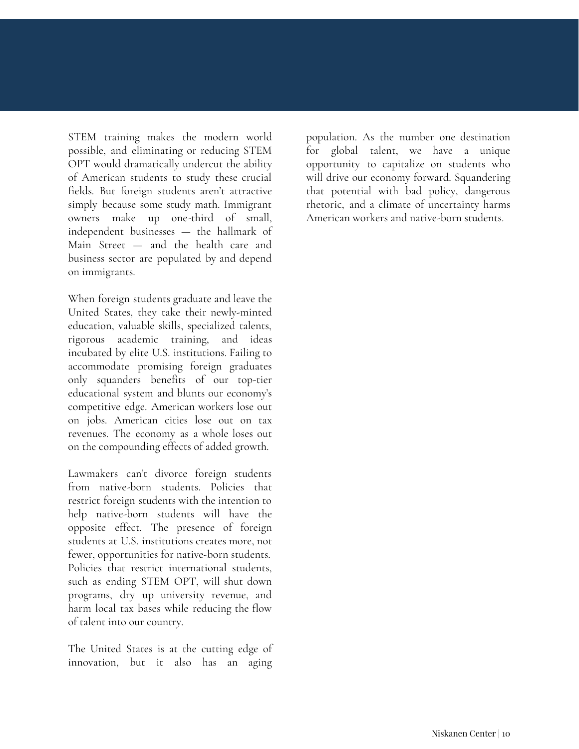STEM training makes the modern world possible, and eliminating or reducing STEM OPT would dramatically undercut the ability of American students to study these crucial fields. But foreign students aren't attractive simply because some study math. Immigrant owners make up one-third of small, independent businesses — the hallmark of Main Street — and the health care and business sector are populated by and depend on immigrants.

When foreign students graduate and leave the United States, they take their newly-minted education, valuable skills, specialized talents, rigorous academic training, and ideas incubated by elite U.S. institutions. Failing to accommodate promising foreign graduates only squanders benefits of our top-tier educational system and blunts our economy's competitive edge. American workers lose out on jobs. American cities lose out on tax revenues. The economy as a whole loses out on the compounding effects of added growth.

Lawmakers can't divorce foreign students from native-born students. Policies that restrict foreign students with the intention to help native-born students will have the opposite effect. The presence of foreign students at U.S. institutions creates more, not fewer, opportunities for native-born students. Policies that restrict international students, such as ending STEM OPT, will shut down programs, dry up university revenue, and harm local tax bases while reducing the flow of talent into our country.

The United States is at the cutting edge of innovation, but it also has an aging population. As the number one destination for global talent, we have a unique opportunity to capitalize on students who will drive our economy forward. Squandering that potential with bad policy, dangerous rhetoric, and a climate of uncertainty harms American workers and native-born students.